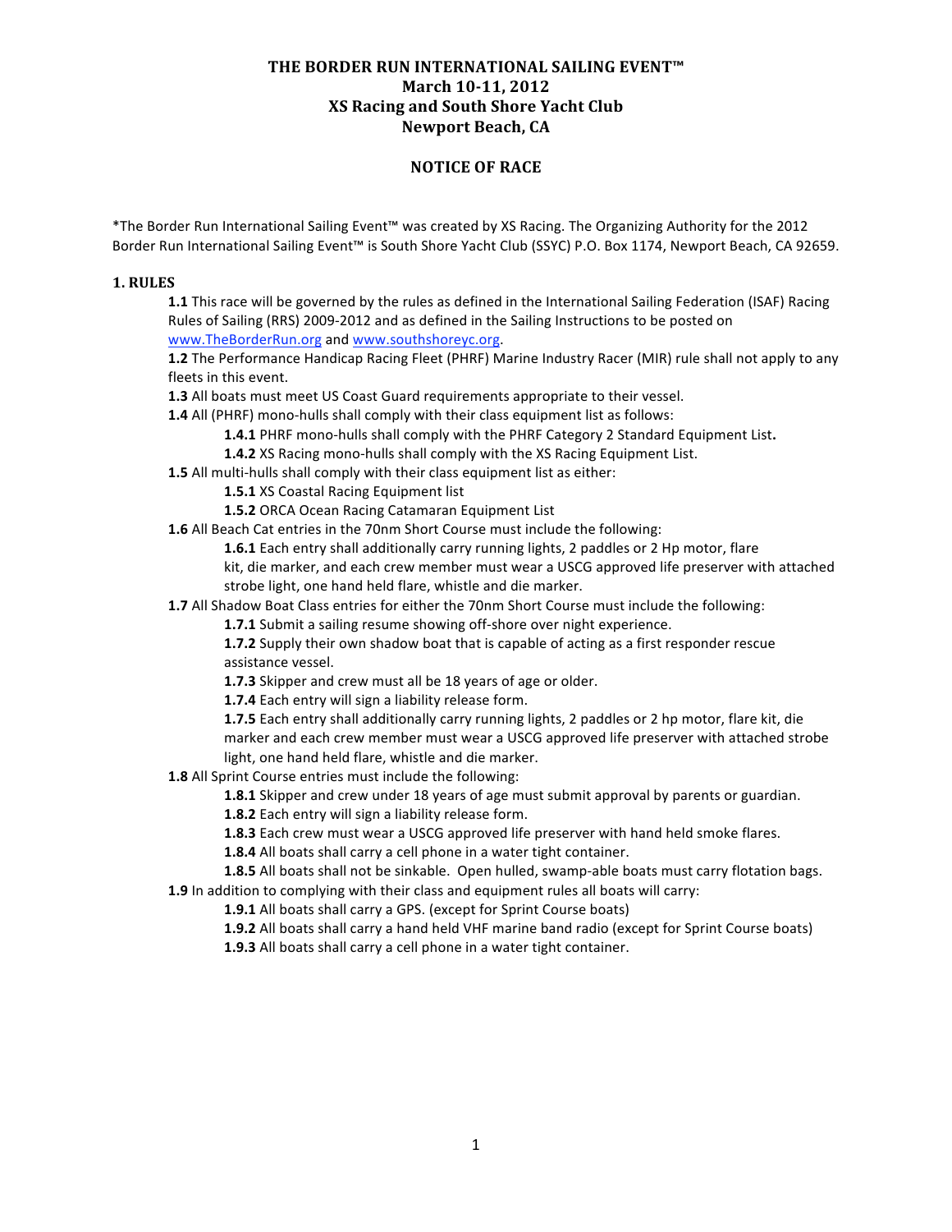# THE BORDER RUN INTERNATIONAL SAILING EVENT™
## March 10-11, 2012
## XS Racing and South Shore Yacht Club
## Newport Beach, CA

## NOTICE OF RACE

*The Border Run International Sailing Event™ was created by XS Racing. The Organizing Authority for the 2012 Border Run International Sailing Event™ is South Shore Yacht Club (SSYC) P.O. Box 1174, Newport Beach, CA 92659.

### 1. RULES

**1.1** This race will be governed by the rules as defined in the International Sailing Federation (ISAF) Racing Rules of Sailing (RRS) 2009-2012 and as defined in the Sailing Instructions to be posted on [www.TheBorderRun.org](http://www.TheBorderRun.org) and [www.southshoreyc.org](http://www.southshoreyc.org).

**1.2** The Performance Handicap Racing Fleet (PHRF) Marine Industry Racer (MIR) rule shall not apply to any fleets in this event.

**1.3** All boats must meet US Coast Guard requirements appropriate to their vessel.

**1.4** All (PHRF) mono-hulls shall comply with their class equipment list as follows:

- **1.4.1** PHRF mono-hulls shall comply with the PHRF Category 2 Standard Equipment List**.**
- **1.4.2** XS Racing mono-hulls shall comply with the XS Racing Equipment List.

**1.5** All multi-hulls shall comply with their class equipment list as either:

- **1.5.1** XS Coastal Racing Equipment list
- **1.5.2** ORCA Ocean Racing Catamaran Equipment List

**1.6** All Beach Cat entries in the 70nm Short Course must include the following:

- **1.6.1** Each entry shall additionally carry running lights, 2 paddles or 2 Hp motor, flare kit, die marker, and each crew member must wear a USCG approved life preserver with attached strobe light, one hand held flare, whistle and die marker.

**1.7** All Shadow Boat Class entries for either the 70nm Short Course must include the following:

- **1.7.1** Submit a sailing resume showing off-shore over night experience.
- **1.7.2** Supply their own shadow boat that is capable of acting as a first responder rescue assistance vessel.
- **1.7.3** Skipper and crew must all be 18 years of age or older.
- **1.7.4** Each entry will sign a liability release form.
- **1.7.5** Each entry shall additionally carry running lights, 2 paddles or 2 hp motor, flare kit, die marker and each crew member must wear a USCG approved life preserver with attached strobe light, one hand held flare, whistle and die marker.

**1.8** All Sprint Course entries must include the following:

- **1.8.1** Skipper and crew under 18 years of age must submit approval by parents or guardian.
- **1.8.2** Each entry will sign a liability release form.
- **1.8.3** Each crew must wear a USCG approved life preserver with hand held smoke flares.
- **1.8.4** All boats shall carry a cell phone in a water tight container.
- **1.8.5** All boats shall not be sinkable. Open hulled, swamp-able boats must carry flotation bags.

**1.9** In addition to complying with their class and equipment rules all boats will carry:

- **1.9.1** All boats shall carry a GPS. (except for Sprint Course boats)
- **1.9.2** All boats shall carry a hand held VHF marine band radio (except for Sprint Course boats)
- **1.9.3** All boats shall carry a cell phone in a water tight container.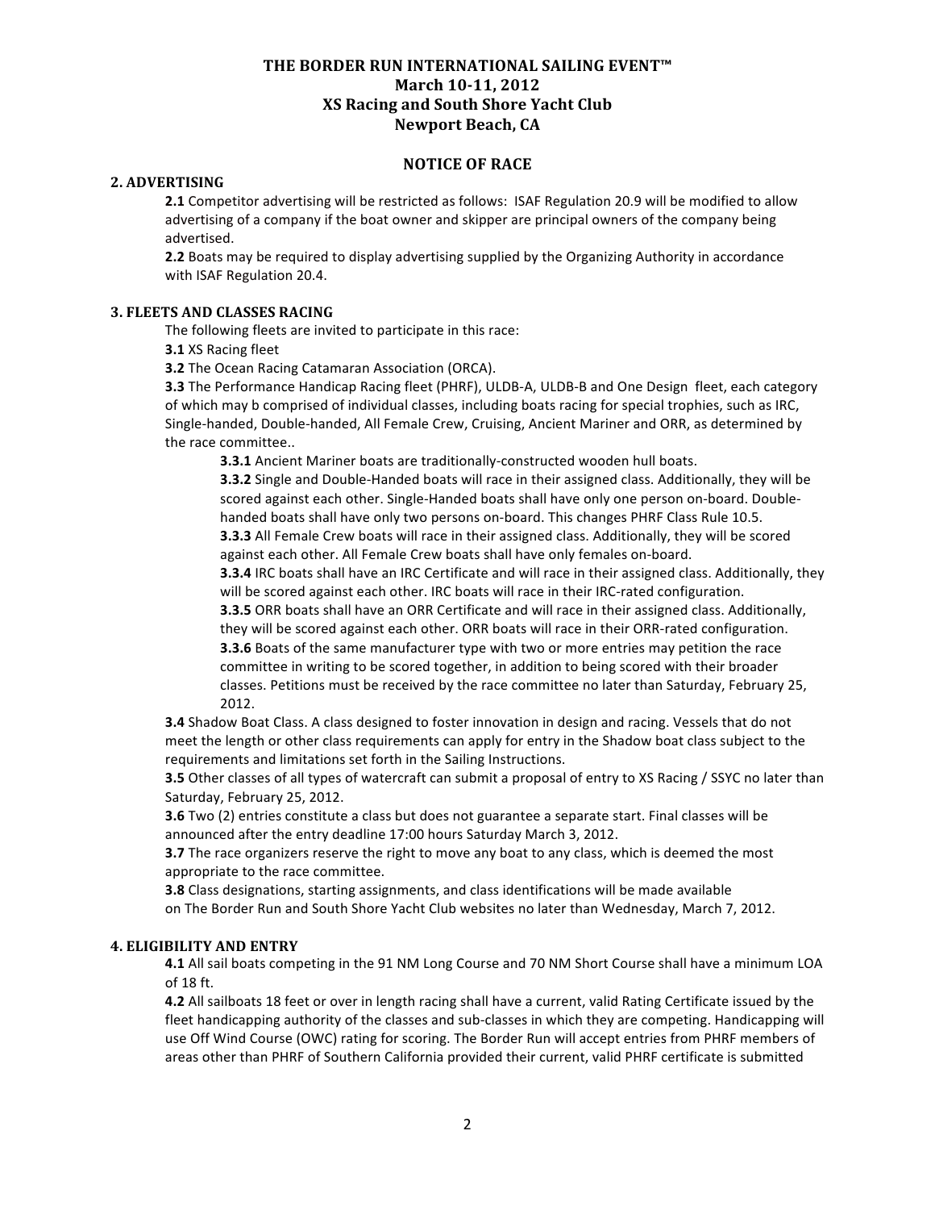**THE BORDER RUN INTERNATIONAL SAILING EVENT™**
**March 10-11, 2012**
**XS Racing and South Shore Yacht Club**
**Newport Beach, CA**

## NOTICE OF RACE

### 2. ADVERTISING

**2.1** Competitor advertising will be restricted as follows: ISAF Regulation 20.9 will be modified to allow advertising of a company if the boat owner and skipper are principal owners of the company being advertised.

**2.2** Boats may be required to display advertising supplied by the Organizing Authority in accordance with ISAF Regulation 20.4.

### 3. FLEETS AND CLASSES RACING

The following fleets are invited to participate in this race:

**3.1** XS Racing fleet

**3.2** The Ocean Racing Catamaran Association (ORCA).

**3.3** The Performance Handicap Racing fleet (PHRF), ULDB-A, ULDB-B and One Design fleet, each category of which may b comprised of individual classes, including boats racing for special trophies, such as IRC, Single-handed, Double-handed, All Female Crew, Cruising, Ancient Mariner and ORR, as determined by the race committee..

**3.3.1** Ancient Mariner boats are traditionally-constructed wooden hull boats.

**3.3.2** Single and Double-Handed boats will race in their assigned class. Additionally, they will be scored against each other. Single-Handed boats shall have only one person on-board. Double-handed boats shall have only two persons on-board. This changes PHRF Class Rule 10.5.

**3.3.3** All Female Crew boats will race in their assigned class. Additionally, they will be scored against each other. All Female Crew boats shall have only females on-board.

**3.3.4** IRC boats shall have an IRC Certificate and will race in their assigned class. Additionally, they will be scored against each other. IRC boats will race in their IRC-rated configuration.

**3.3.5** ORR boats shall have an ORR Certificate and will race in their assigned class. Additionally, they will be scored against each other. ORR boats will race in their ORR-rated configuration.

**3.3.6** Boats of the same manufacturer type with two or more entries may petition the race committee in writing to be scored together, in addition to being scored with their broader classes. Petitions must be received by the race committee no later than Saturday, February 25, 2012.

**3.4** Shadow Boat Class. A class designed to foster innovation in design and racing. Vessels that do not meet the length or other class requirements can apply for entry in the Shadow boat class subject to the requirements and limitations set forth in the Sailing Instructions.

**3.5** Other classes of all types of watercraft can submit a proposal of entry to XS Racing / SSYC no later than Saturday, February 25, 2012.

**3.6** Two (2) entries constitute a class but does not guarantee a separate start. Final classes will be announced after the entry deadline 17:00 hours Saturday March 3, 2012.

**3.7** The race organizers reserve the right to move any boat to any class, which is deemed the most appropriate to the race committee.

**3.8** Class designations, starting assignments, and class identifications will be made available on The Border Run and South Shore Yacht Club websites no later than Wednesday, March 7, 2012.

### 4. ELIGIBILITY AND ENTRY

**4.1** All sail boats competing in the 91 NM Long Course and 70 NM Short Course shall have a minimum LOA of 18 ft.

**4.2** All sailboats 18 feet or over in length racing shall have a current, valid Rating Certificate issued by the fleet handicapping authority of the classes and sub-classes in which they are competing. Handicapping will use Off Wind Course (OWC) rating for scoring. The Border Run will accept entries from PHRF members of areas other than PHRF of Southern California provided their current, valid PHRF certificate is submitted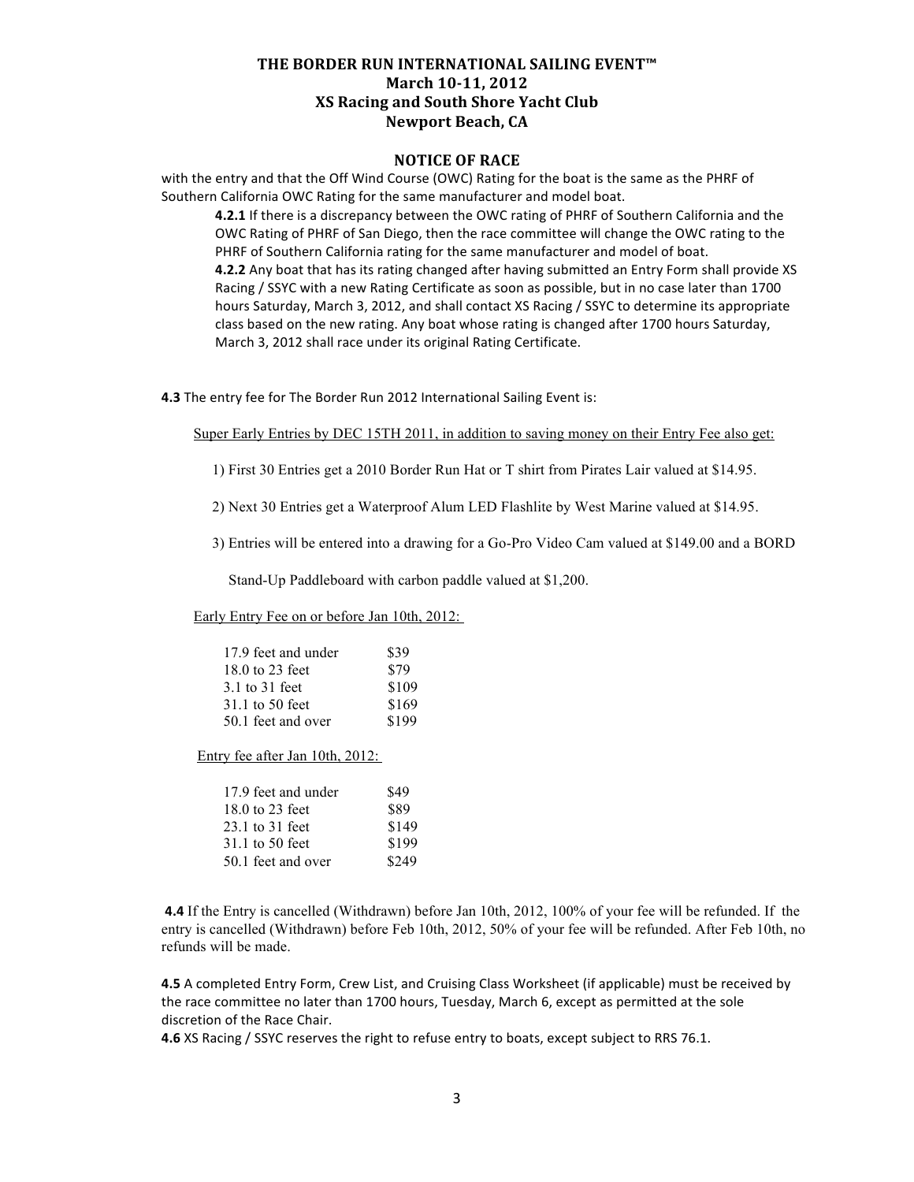# THE BORDER RUN INTERNATIONAL SAILING EVENT™
## March 10-11, 2012
## XS Racing and South Shore Yacht Club
## Newport Beach, CA

### NOTICE OF RACE

with the entry and that the Off Wind Course (OWC) Rating for the boat is the same as the PHRF of Southern California OWC Rating for the same manufacturer and model boat.

**4.2.1** If there is a discrepancy between the OWC rating of PHRF of Southern California and the OWC Rating of PHRF of San Diego, then the race committee will change the OWC rating to the PHRF of Southern California rating for the same manufacturer and model of boat.

**4.2.2** Any boat that has its rating changed after having submitted an Entry Form shall provide XS Racing / SSYC with a new Rating Certificate as soon as possible, but in no case later than 1700 hours Saturday, March 3, 2012, and shall contact XS Racing / SSYC to determine its appropriate class based on the new rating. Any boat whose rating is changed after 1700 hours Saturday, March 3, 2012 shall race under its original Rating Certificate.

**4.3** The entry fee for The Border Run 2012 International Sailing Event is:

<u>Super Early Entries by DEC 15TH 2011, in addition to saving money on their Entry Fee also get:</u>

1) First 30 Entries get a 2010 Border Run Hat or T shirt from Pirates Lair valued at $14.95.

2) Next 30 Entries get a Waterproof Alum LED Flashlite by West Marine valued at $14.95.

3) Entries will be entered into a drawing for a Go-Pro Video Cam valued at $149.00 and a BORD Stand-Up Paddleboard with carbon paddle valued at $1,200.

<u>Early Entry Fee on or before Jan 10th, 2012:</u>

| Length | Fee |
|---|---|
| 17.9 feet and under | $39 |
| 18.0 to 23 feet | $79 |
| 3.1 to 31 feet | $109 |
| 31.1 to 50 feet | $169 |
| 50.1 feet and over | $199 |

<u>Entry fee after Jan 10th, 2012:</u>

| Length | Fee |
|---|---|
| 17.9 feet and under | $49 |
| 18.0 to 23 feet | $89 |
| 23.1 to 31 feet | $149 |
| 31.1 to 50 feet | $199 |
| 50.1 feet and over | $249 |

**4.4** If the Entry is cancelled (Withdrawn) before Jan 10th, 2012, 100% of your fee will be refunded. If the entry is cancelled (Withdrawn) before Feb 10th, 2012, 50% of your fee will be refunded. After Feb 10th, no refunds will be made.

**4.5** A completed Entry Form, Crew List, and Cruising Class Worksheet (if applicable) must be received by the race committee no later than 1700 hours, Tuesday, March 6, except as permitted at the sole discretion of the Race Chair.

**4.6** XS Racing / SSYC reserves the right to refuse entry to boats, except subject to RRS 76.1.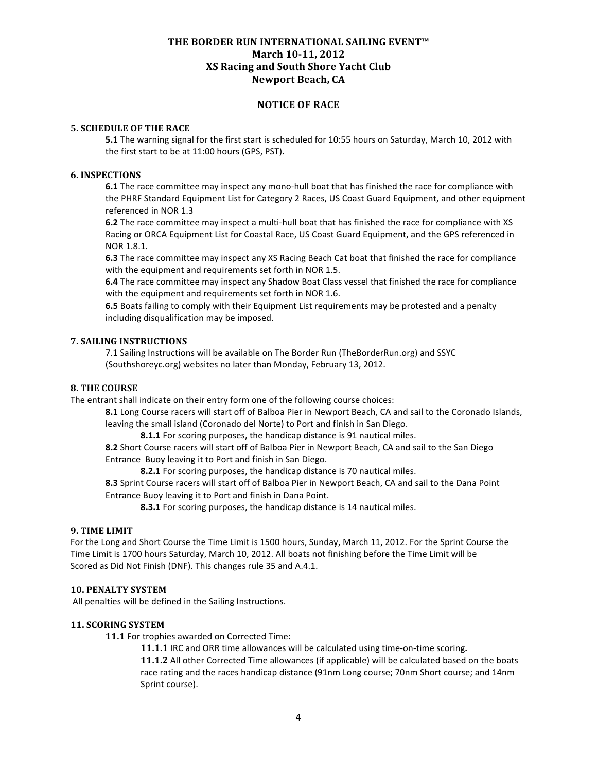# THE BORDER RUN INTERNATIONAL SAILING EVENT™
## March 10-11, 2012
## XS Racing and South Shore Yacht Club
## Newport Beach, CA

## NOTICE OF RACE

### 5. SCHEDULE OF THE RACE

**5.1** The warning signal for the first start is scheduled for 10:55 hours on Saturday, March 10, 2012 with the first start to be at 11:00 hours (GPS, PST).

### 6. INSPECTIONS

**6.1** The race committee may inspect any mono-hull boat that has finished the race for compliance with the PHRF Standard Equipment List for Category 2 Races, US Coast Guard Equipment, and other equipment referenced in NOR 1.3

**6.2** The race committee may inspect a multi-hull boat that has finished the race for compliance with XS Racing or ORCA Equipment List for Coastal Race, US Coast Guard Equipment, and the GPS referenced in NOR 1.8.1.

**6.3** The race committee may inspect any XS Racing Beach Cat boat that finished the race for compliance with the equipment and requirements set forth in NOR 1.5.

**6.4** The race committee may inspect any Shadow Boat Class vessel that finished the race for compliance with the equipment and requirements set forth in NOR 1.6.

**6.5** Boats failing to comply with their Equipment List requirements may be protested and a penalty including disqualification may be imposed.

### 7. SAILING INSTRUCTIONS

7.1 Sailing Instructions will be available on The Border Run (TheBorderRun.org) and SSYC (Southshoreyc.org) websites no later than Monday, February 13, 2012.

### 8. THE COURSE

The entrant shall indicate on their entry form one of the following course choices:

**8.1** Long Course racers will start off of Balboa Pier in Newport Beach, CA and sail to the Coronado Islands, leaving the small island (Coronado del Norte) to Port and finish in San Diego.

**8.1.1** For scoring purposes, the handicap distance is 91 nautical miles.

**8.2** Short Course racers will start off of Balboa Pier in Newport Beach, CA and sail to the San Diego Entrance Buoy leaving it to Port and finish in San Diego.

**8.2.1** For scoring purposes, the handicap distance is 70 nautical miles.

**8.3** Sprint Course racers will start off of Balboa Pier in Newport Beach, CA and sail to the Dana Point Entrance Buoy leaving it to Port and finish in Dana Point.

**8.3.1** For scoring purposes, the handicap distance is 14 nautical miles.

### 9. TIME LIMIT

For the Long and Short Course the Time Limit is 1500 hours, Sunday, March 11, 2012. For the Sprint Course the Time Limit is 1700 hours Saturday, March 10, 2012. All boats not finishing before the Time Limit will be Scored as Did Not Finish (DNF). This changes rule 35 and A.4.1.

### 10. PENALTY SYSTEM

All penalties will be defined in the Sailing Instructions.

### 11. SCORING SYSTEM

**11.1** For trophies awarded on Corrected Time:

**11.1.1** IRC and ORR time allowances will be calculated using time-on-time scoring**.**

**11.1.2** All other Corrected Time allowances (if applicable) will be calculated based on the boats race rating and the races handicap distance (91nm Long course; 70nm Short course; and 14nm Sprint course).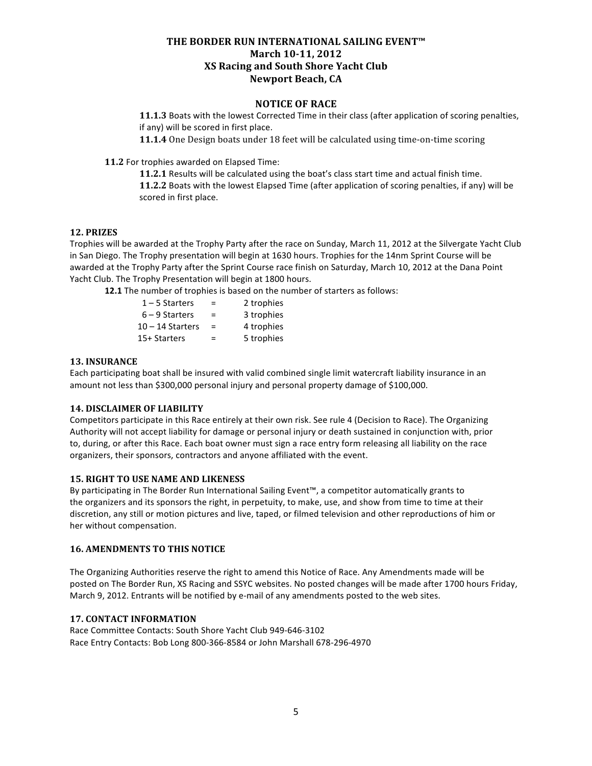# THE BORDER RUN INTERNATIONAL SAILING EVENT™
## March 10-11, 2012
## XS Racing and South Shore Yacht Club
## Newport Beach, CA

## NOTICE OF RACE

**11.1.3** Boats with the lowest Corrected Time in their class (after application of scoring penalties, if any) will be scored in first place.

**11.1.4** One Design boats under 18 feet will be calculated using time-on-time scoring

**11.2** For trophies awarded on Elapsed Time:

**11.2.1** Results will be calculated using the boat's class start time and actual finish time.

**11.2.2** Boats with the lowest Elapsed Time (after application of scoring penalties, if any) will be scored in first place.

### 12. PRIZES

Trophies will be awarded at the Trophy Party after the race on Sunday, March 11, 2012 at the Silvergate Yacht Club in San Diego. The Trophy presentation will begin at 1630 hours. Trophies for the 14nm Sprint Course will be awarded at the Trophy Party after the Sprint Course race finish on Saturday, March 10, 2012 at the Dana Point Yacht Club. The Trophy Presentation will begin at 1800 hours.

**12.1** The number of trophies is based on the number of starters as follows:

| | | |
|---|---|---|
| 1 – 5 Starters | = | 2 trophies |
| 6 – 9 Starters | = | 3 trophies |
| 10 – 14 Starters | = | 4 trophies |
| 15+ Starters | = | 5 trophies |

### 13. INSURANCE

Each participating boat shall be insured with valid combined single limit watercraft liability insurance in an amount not less than $300,000 personal injury and personal property damage of $100,000.

### 14. DISCLAIMER OF LIABILITY

Competitors participate in this Race entirely at their own risk. See rule 4 (Decision to Race). The Organizing Authority will not accept liability for damage or personal injury or death sustained in conjunction with, prior to, during, or after this Race. Each boat owner must sign a race entry form releasing all liability on the race organizers, their sponsors, contractors and anyone affiliated with the event.

### 15. RIGHT TO USE NAME AND LIKENESS

By participating in The Border Run International Sailing Event™, a competitor automatically grants to the organizers and its sponsors the right, in perpetuity, to make, use, and show from time to time at their discretion, any still or motion pictures and live, taped, or filmed television and other reproductions of him or her without compensation.

### 16. AMENDMENTS TO THIS NOTICE

The Organizing Authorities reserve the right to amend this Notice of Race. Any Amendments made will be posted on The Border Run, XS Racing and SSYC websites. No posted changes will be made after 1700 hours Friday, March 9, 2012. Entrants will be notified by e-mail of any amendments posted to the web sites.

### 17. CONTACT INFORMATION

Race Committee Contacts: South Shore Yacht Club 949-646-3102

Race Entry Contacts: Bob Long 800-366-8584 or John Marshall 678-296-4970